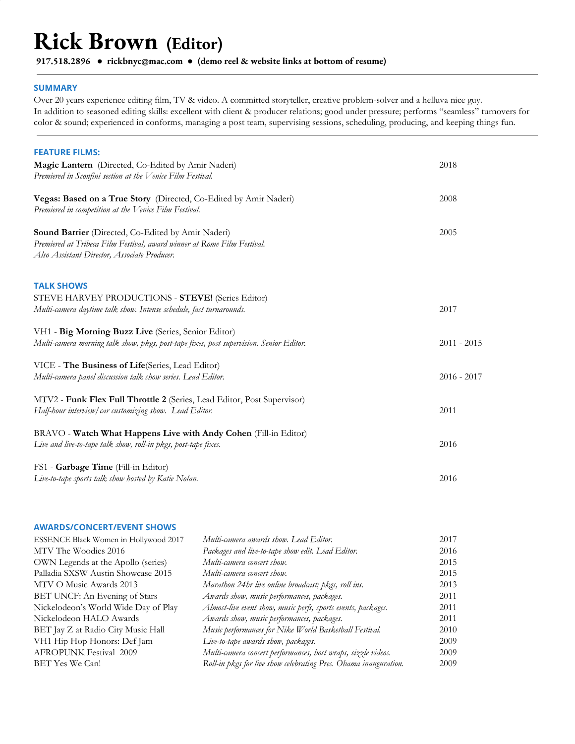# Rick Brown (Editor)

**917.518.2896 ● rickbnyc@mac.com ● (demo reel & website links at bottom of resume)**

## SUMMARY

Over 20 years experience editing film, TV & video. A committed storyteller, creative problem-solver and a helluva nice guy.
In addition to seasoned editing skills: excellent with client & producer relations; good under pressure; performs "seamless" turnovers for color & sound; experienced in conforms, managing a post team, supervising sessions, scheduling, producing, and keeping things fun.

## FEATURE FILMS:

**Magic Lantern** (Directed, Co-Edited by Amir Naderi) — 2018
*Premiered in Sconfini section at the Venice Film Festival.*

**Vegas: Based on a True Story** (Directed, Co-Edited by Amir Naderi) — 2008
*Premiered in competition at the Venice Film Festival.*

**Sound Barrier** (Directed, Co-Edited by Amir Naderi) — 2005
*Premiered at Tribeca Film Festival, award winner at Rome Film Festival.*
*Also Assistant Director, Associate Producer.*

## TALK SHOWS

STEVE HARVEY PRODUCTIONS - **STEVE!** (Series Editor)
*Multi-camera daytime talk show. Intense schedule, fast turnarounds.* — 2017

VH1 - **Big Morning Buzz Live** (Series, Senior Editor)
*Multi-camera morning talk show, pkgs, post-tape fixes, post supervision. Senior Editor.* — 2011 - 2015

VICE - **The Business of Life**(Series, Lead Editor)
*Multi-camera panel discussion talk show series. Lead Editor.* — 2016 - 2017

MTV2 - **Funk Flex Full Throttle 2** (Series, Lead Editor, Post Supervisor)
*Half-hour interview/car customizing show. Lead Editor.* — 2011

BRAVO - **Watch What Happens Live with Andy Cohen** (Fill-in Editor)
*Live and live-to-tape talk show, roll-in pkgs, post-tape fixes.* — 2016

FS1 - **Garbage Time** (Fill-in Editor)
*Live-to-tape sports talk show hosted by Katie Nolan.* — 2016

## AWARDS/CONCERT/EVENT SHOWS

| | | |
|---|---|---|
| ESSENCE Black Women in Hollywood 2017 | *Multi-camera awards show. Lead Editor.* | 2017 |
| MTV The Woodies 2016 | *Packages and live-to-tape show edit. Lead Editor.* | 2016 |
| OWN Legends at the Apollo (series) | *Multi-camera concert show.* | 2015 |
| Palladia SXSW Austin Showcase 2015 | *Multi-camera concert show.* | 2015 |
| MTV O Music Awards 2013 | *Marathon 24hr live online broadcast; pkgs, roll ins.* | 2013 |
| BET UNCF: An Evening of Stars | *Awards show, music performances, packages.* | 2011 |
| Nickelodeon's World Wide Day of Play | *Almost-live event show, music perfs, sports events, packages.* | 2011 |
| Nickelodeon HALO Awards | *Awards show, music performances, packages.* | 2011 |
| BET Jay Z at Radio City Music Hall | *Music performances for Nike World Basketball Festival.* | 2010 |
| VH1 Hip Hop Honors: Def Jam | *Live-to-tape awards show, packages.* | 2009 |
| AFROPUNK Festival 2009 | *Multi-camera concert performances, host wraps, sizzle videos.* | 2009 |
| BET Yes We Can! | *Roll-in pkgs for live show celebrating Pres. Obama inauguration.* | 2009 |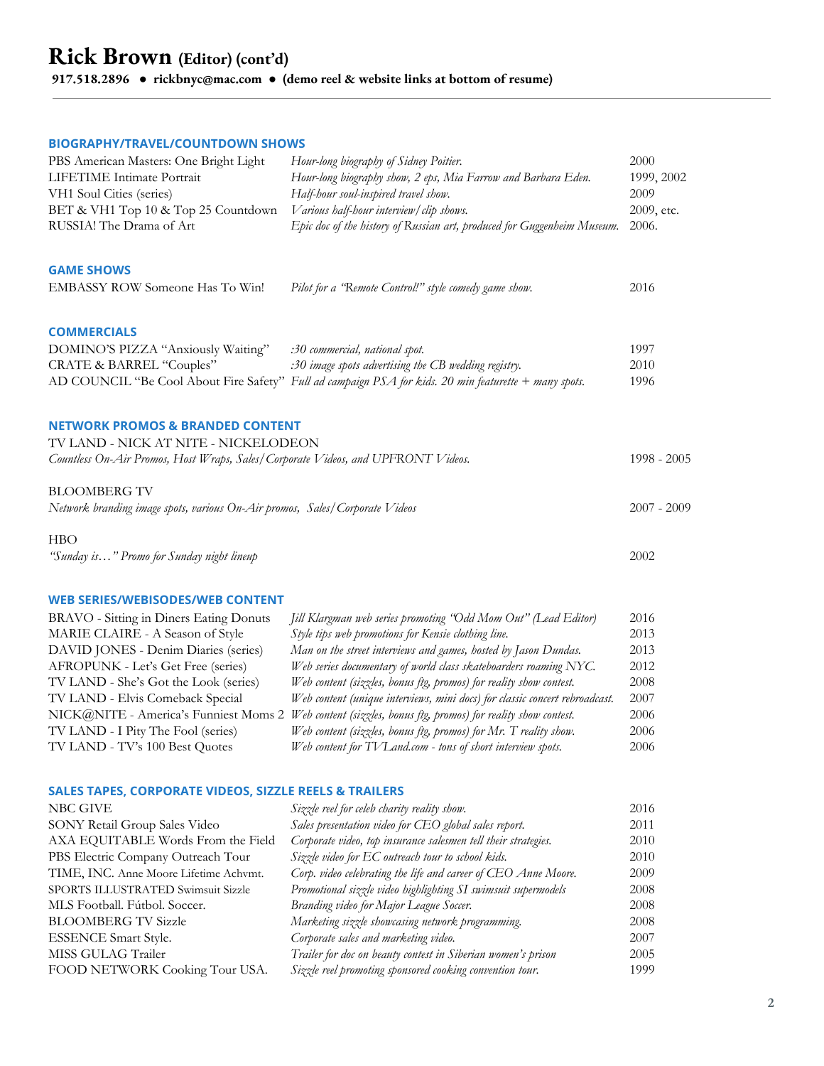# Rick Brown (Editor) (cont'd)

**917.518.2896 ● rickbnyc@mac.com ● (demo reel & website links at bottom of resume)**

---

## BIOGRAPHY/TRAVEL/COUNTDOWN SHOWS

| | | |
|---|---|---|
| PBS American Masters: One Bright Light | *Hour-long biography of Sidney Poitier.* | 2000 |
| LIFETIME Intimate Portrait | *Hour-long biography show, 2 eps, Mia Farrow and Barbara Eden.* | 1999, 2002 |
| VH1 Soul Cities (series) | *Half-hour soul-inspired travel show.* | 2009 |
| BET & VH1 Top 10 & Top 25 Countdown | *Various half-hour interview/clip shows.* | 2009, etc. |
| RUSSIA! The Drama of Art | *Epic doc of the history of Russian art, produced for Guggenheim Museum.* | 2006. |

## GAME SHOWS

| | | |
|---|---|---|
| EMBASSY ROW Someone Has To Win! | *Pilot for a "Remote Control!" style comedy game show.* | 2016 |

## COMMERCIALS

| | | |
|---|---|---|
| DOMINO'S PIZZA "Anxiously Waiting" | *:30 commercial, national spot.* | 1997 |
| CRATE & BARREL "Couples" | *:30 image spots advertising the CB wedding registry.* | 2010 |
| AD COUNCIL "Be Cool About Fire Safety" | *Full ad campaign PSA for kids. 20 min featurette + many spots.* | 1996 |

## NETWORK PROMOS & BRANDED CONTENT

TV LAND - NICK AT NITE - NICKELODEON
*Countless On-Air Promos, Host Wraps, Sales/Corporate Videos, and UPFRONT Videos.* — 1998 - 2005

BLOOMBERG TV
*Network branding image spots, various On-Air promos, Sales/Corporate Videos* — 2007 - 2009

HBO
*"Sunday is…" Promo for Sunday night lineup* — 2002

## WEB SERIES/WEBISODES/WEB CONTENT

| | | |
|---|---|---|
| BRAVO - Sitting in Diners Eating Donuts | *Jill Klargman web series promoting "Odd Mom Out" (Lead Editor)* | 2016 |
| MARIE CLAIRE - A Season of Style | *Style tips web promotions for Kensie clothing line.* | 2013 |
| DAVID JONES - Denim Diaries (series) | *Man on the street interviews and games, hosted by Jason Dundas.* | 2013 |
| AFROPUNK - Let's Get Free (series) | *Web series documentary of world class skateboarders roaming NYC.* | 2012 |
| TV LAND - She's Got the Look (series) | *Web content (sizzles, bonus ftg, promos) for reality show contest.* | 2008 |
| TV LAND - Elvis Comeback Special | *Web content (unique interviews, mini docs) for classic concert rebroadcast.* | 2007 |
| NICK@NITE - America's Funniest Moms 2 | *Web content (sizzles, bonus ftg, promos) for reality show contest.* | 2006 |
| TV LAND - I Pity The Fool (series) | *Web content (sizzles, bonus ftg, promos) for Mr. T reality show.* | 2006 |
| TV LAND - TV's 100 Best Quotes | *Web content for TVLand.com - tons of short interview spots.* | 2006 |

## SALES TAPES, CORPORATE VIDEOS, SIZZLE REELS & TRAILERS

| | | |
|---|---|---|
| NBC GIVE | *Sizzle reel for celeb charity reality show.* | 2016 |
| SONY Retail Group Sales Video | *Sales presentation video for CEO global sales report.* | 2011 |
| AXA EQUITABLE Words From the Field | *Corporate video, top insurance salesmen tell their strategies.* | 2010 |
| PBS Electric Company Outreach Tour | *Sizzle video for EC outreach tour to school kids.* | 2010 |
| TIME, INC. Anne Moore Lifetime Achvmt. | *Corp. video celebrating the life and career of CEO Anne Moore.* | 2009 |
| SPORTS ILLUSTRATED Swimsuit Sizzle | *Promotional sizzle video highlighting SI swimsuit supermodels* | 2008 |
| MLS Football. Fútbol. Soccer. | *Branding video for Major League Soccer.* | 2008 |
| BLOOMBERG TV Sizzle | *Marketing sizzle showcasing network programming.* | 2008 |
| ESSENCE Smart Style. | *Corporate sales and marketing video.* | 2007 |
| MISS GULAG Trailer | *Trailer for doc on beauty contest in Siberian women's prison* | 2005 |
| FOOD NETWORK Cooking Tour USA. | *Sizzle reel promoting sponsored cooking convention tour.* | 1999 |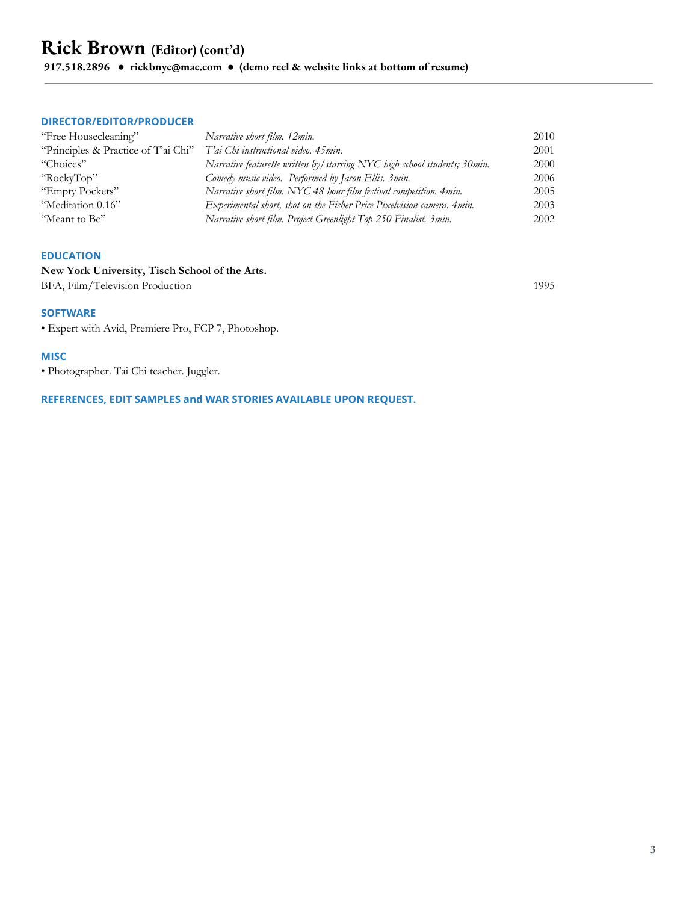# Rick Brown (Editor) (cont'd)

**917.518.2896 ● rickbnyc@mac.com ● (demo reel & website links at bottom of resume)**

---

## DIRECTOR/EDITOR/PRODUCER

| | | |
|---|---|---|
| "Free Housecleaning" | *Narrative short film. 12min.* | 2010 |
| "Principles & Practice of T'ai Chi" | *T'ai Chi instructional video. 45min.* | 2001 |
| "Choices" | *Narrative featurette written by/starring NYC high school students; 30min.* | 2000 |
| "RockyTop" | *Comedy music video. Performed by Jason Ellis. 3min.* | 2006 |
| "Empty Pockets" | *Narrative short film. NYC 48 hour film festival competition. 4min.* | 2005 |
| "Meditation 0.16" | *Experimental short, shot on the Fisher Price Pixelvision camera. 4min.* | 2003 |
| "Meant to Be" | *Narrative short film. Project Greenlight Top 250 Finalist. 3min.* | 2002 |

## EDUCATION

**New York University, Tisch School of the Arts.**
BFA, Film/Television Production 1995

## SOFTWARE

• Expert with Avid, Premiere Pro, FCP 7, Photoshop.

## MISC

• Photographer. Tai Chi teacher. Juggler.

**REFERENCES, EDIT SAMPLES and WAR STORIES AVAILABLE UPON REQUEST.**